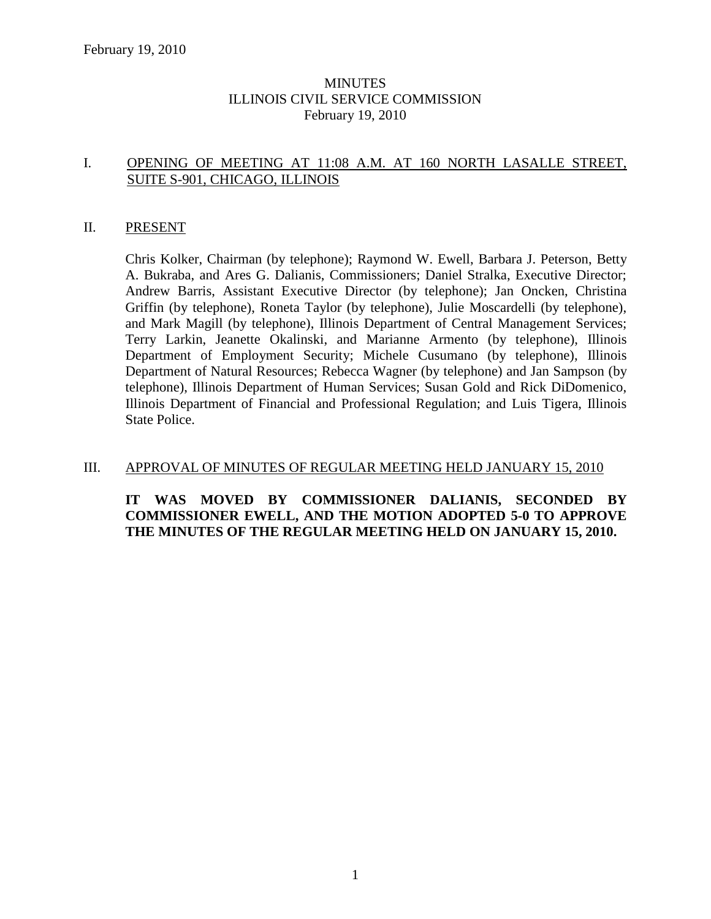# MINUTES
# ILLINOIS CIVIL SERVICE COMMISSION
# February 19, 2010

## I. OPENING OF MEETING AT 11:08 A.M. AT 160 NORTH LASALLE STREET, SUITE S-901, CHICAGO, ILLINOIS

## II. PRESENT

Chris Kolker, Chairman (by telephone); Raymond W. Ewell, Barbara J. Peterson, Betty A. Bukraba, and Ares G. Dalianis, Commissioners; Daniel Stralka, Executive Director; Andrew Barris, Assistant Executive Director (by telephone); Jan Oncken, Christina Griffin (by telephone), Roneta Taylor (by telephone), Julie Moscardelli (by telephone), and Mark Magill (by telephone), Illinois Department of Central Management Services; Terry Larkin, Jeanette Okalinski, and Marianne Armento (by telephone), Illinois Department of Employment Security; Michele Cusumano (by telephone), Illinois Department of Natural Resources; Rebecca Wagner (by telephone) and Jan Sampson (by telephone), Illinois Department of Human Services; Susan Gold and Rick DiDomenico, Illinois Department of Financial and Professional Regulation; and Luis Tigera, Illinois State Police.

## III. APPROVAL OF MINUTES OF REGULAR MEETING HELD JANUARY 15, 2010

**IT WAS MOVED BY COMMISSIONER DALIANIS, SECONDED BY COMMISSIONER EWELL, AND THE MOTION ADOPTED 5-0 TO APPROVE THE MINUTES OF THE REGULAR MEETING HELD ON JANUARY 15, 2010.**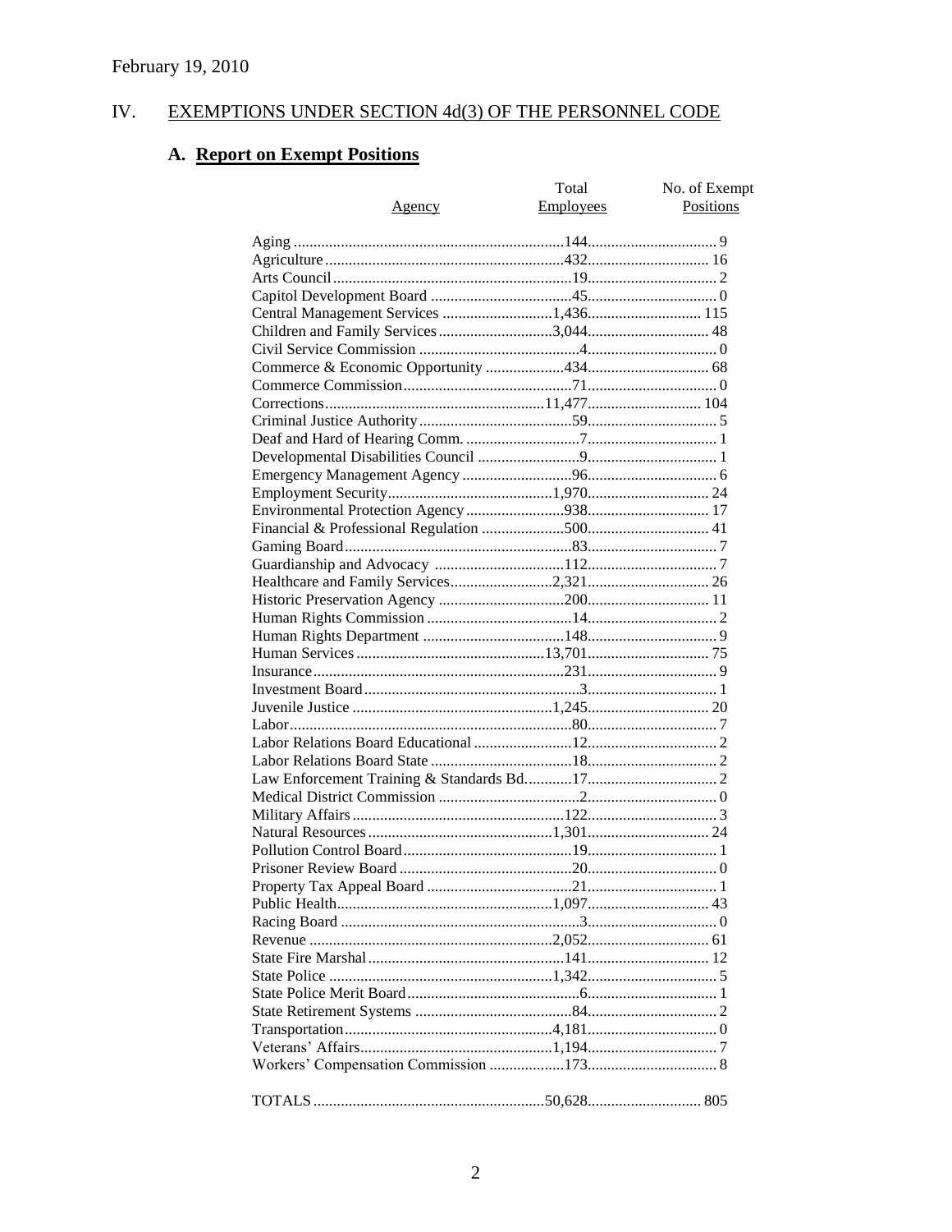February 19, 2010

## IV. EXEMPTIONS UNDER SECTION 4d(3) OF THE PERSONNEL CODE

### A. Report on Exempt Positions

| Agency | Total Employees | No. of Exempt Positions |
|---|---|---|
| Aging | 144 | 9 |
| Agriculture | 432 | 16 |
| Arts Council | 19 | 2 |
| Capitol Development Board | 45 | 0 |
| Central Management Services | 1,436 | 115 |
| Children and Family Services | 3,044 | 48 |
| Civil Service Commission | 4 | 0 |
| Commerce & Economic Opportunity | 434 | 68 |
| Commerce Commission | 71 | 0 |
| Corrections | 11,477 | 104 |
| Criminal Justice Authority | 59 | 5 |
| Deaf and Hard of Hearing Comm. | 7 | 1 |
| Developmental Disabilities Council | 9 | 1 |
| Emergency Management Agency | 96 | 6 |
| Employment Security | 1,970 | 24 |
| Environmental Protection Agency | 938 | 17 |
| Financial & Professional Regulation | 500 | 41 |
| Gaming Board | 83 | 7 |
| Guardianship and Advocacy | 112 | 7 |
| Healthcare and Family Services | 2,321 | 26 |
| Historic Preservation Agency | 200 | 11 |
| Human Rights Commission | 14 | 2 |
| Human Rights Department | 148 | 9 |
| Human Services | 13,701 | 75 |
| Insurance | 231 | 9 |
| Investment Board | 3 | 1 |
| Juvenile Justice | 1,245 | 20 |
| Labor | 80 | 7 |
| Labor Relations Board Educational | 12 | 2 |
| Labor Relations Board State | 18 | 2 |
| Law Enforcement Training & Standards Bd. | 17 | 2 |
| Medical District Commission | 2 | 0 |
| Military Affairs | 122 | 3 |
| Natural Resources | 1,301 | 24 |
| Pollution Control Board | 19 | 1 |
| Prisoner Review Board | 20 | 0 |
| Property Tax Appeal Board | 21 | 1 |
| Public Health | 1,097 | 43 |
| Racing Board | 3 | 0 |
| Revenue | 2,052 | 61 |
| State Fire Marshal | 141 | 12 |
| State Police | 1,342 | 5 |
| State Police Merit Board | 6 | 1 |
| State Retirement Systems | 84 | 2 |
| Transportation | 4,181 | 0 |
| Veterans' Affairs | 1,194 | 7 |
| Workers' Compensation Commission | 173 | 8 |
| TOTALS | 50,628 | 805 |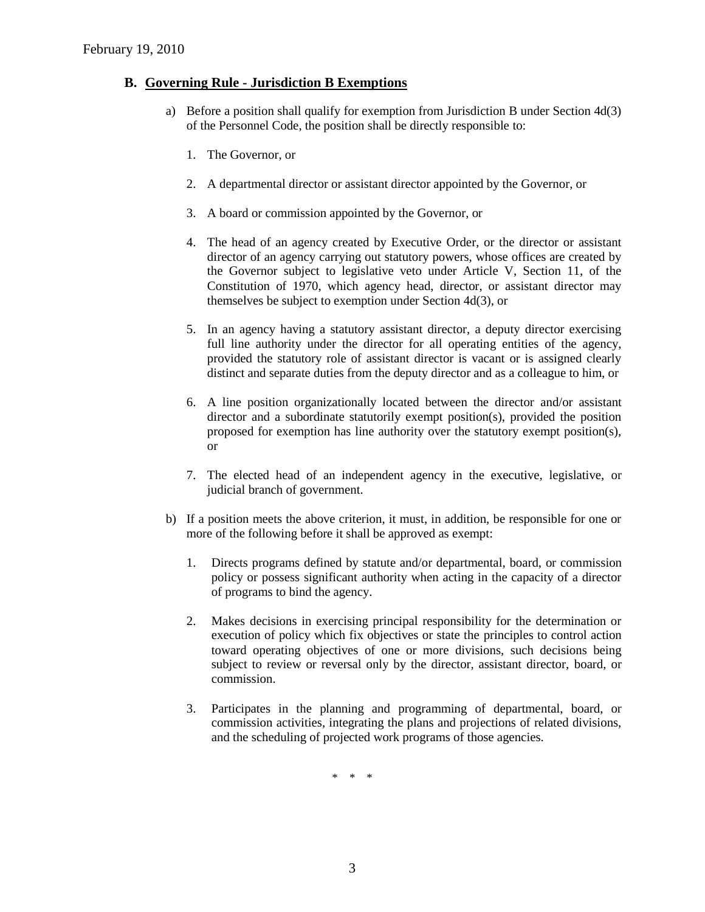## B. Governing Rule - Jurisdiction B Exemptions

a) Before a position shall qualify for exemption from Jurisdiction B under Section 4d(3) of the Personnel Code, the position shall be directly responsible to:

1. The Governor, or

2. A departmental director or assistant director appointed by the Governor, or

3. A board or commission appointed by the Governor, or

4. The head of an agency created by Executive Order, or the director or assistant director of an agency carrying out statutory powers, whose offices are created by the Governor subject to legislative veto under Article V, Section 11, of the Constitution of 1970, which agency head, director, or assistant director may themselves be subject to exemption under Section 4d(3), or

5. In an agency having a statutory assistant director, a deputy director exercising full line authority under the director for all operating entities of the agency, provided the statutory role of assistant director is vacant or is assigned clearly distinct and separate duties from the deputy director and as a colleague to him, or

6. A line position organizationally located between the director and/or assistant director and a subordinate statutorily exempt position(s), provided the position proposed for exemption has line authority over the statutory exempt position(s), or

7. The elected head of an independent agency in the executive, legislative, or judicial branch of government.

b) If a position meets the above criterion, it must, in addition, be responsible for one or more of the following before it shall be approved as exempt:

1. Directs programs defined by statute and/or departmental, board, or commission policy or possess significant authority when acting in the capacity of a director of programs to bind the agency.

2. Makes decisions in exercising principal responsibility for the determination or execution of policy which fix objectives or state the principles to control action toward operating objectives of one or more divisions, such decisions being subject to review or reversal only by the director, assistant director, board, or commission.

3. Participates in the planning and programming of departmental, board, or commission activities, integrating the plans and projections of related divisions, and the scheduling of projected work programs of those agencies.

\* \* \*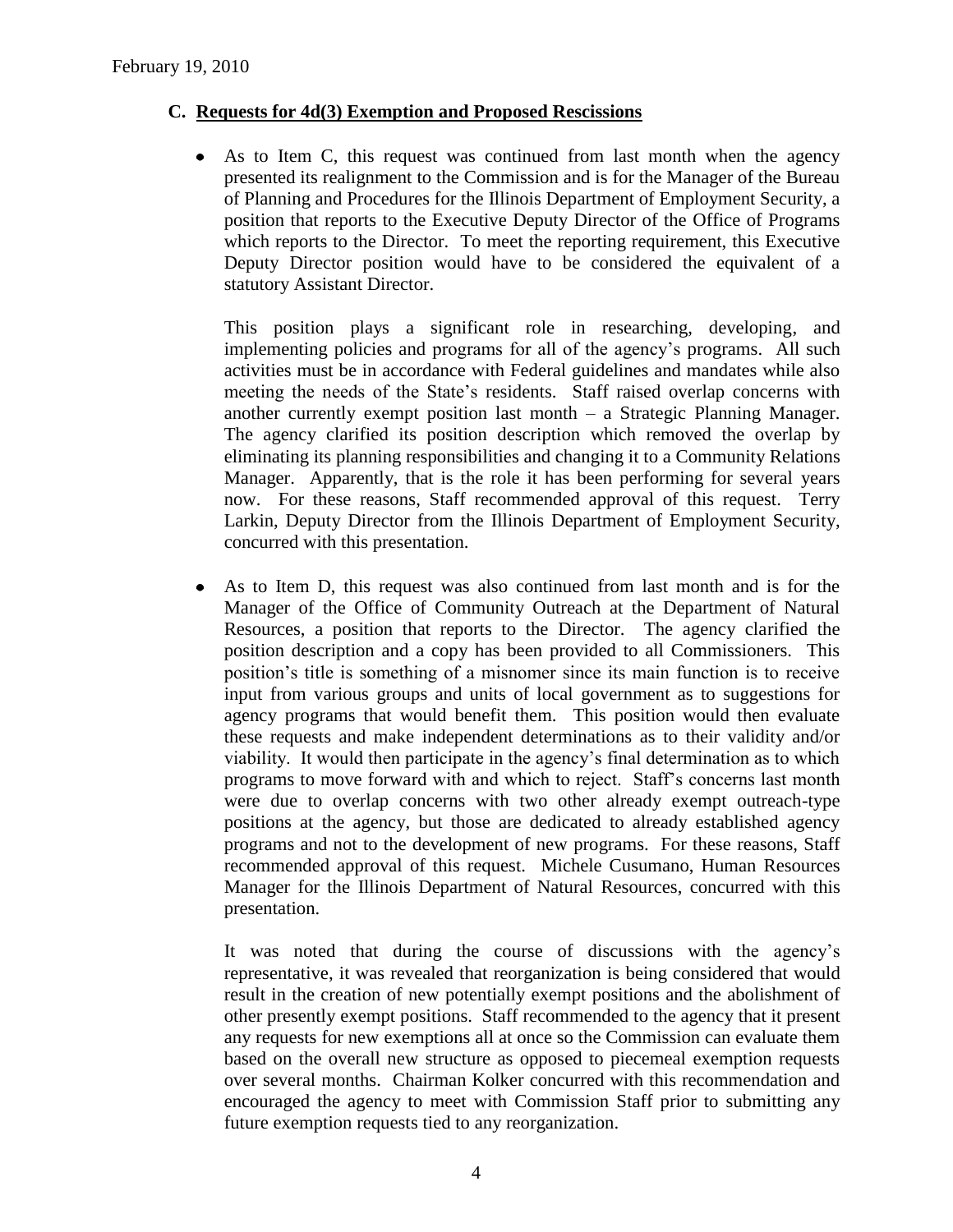## C. Requests for 4d(3) Exemption and Proposed Rescissions

- As to Item C, this request was continued from last month when the agency presented its realignment to the Commission and is for the Manager of the Bureau of Planning and Procedures for the Illinois Department of Employment Security, a position that reports to the Executive Deputy Director of the Office of Programs which reports to the Director. To meet the reporting requirement, this Executive Deputy Director position would have to be considered the equivalent of a statutory Assistant Director.

  This position plays a significant role in researching, developing, and implementing policies and programs for all of the agency's programs. All such activities must be in accordance with Federal guidelines and mandates while also meeting the needs of the State's residents. Staff raised overlap concerns with another currently exempt position last month – a Strategic Planning Manager. The agency clarified its position description which removed the overlap by eliminating its planning responsibilities and changing it to a Community Relations Manager. Apparently, that is the role it has been performing for several years now. For these reasons, Staff recommended approval of this request. Terry Larkin, Deputy Director from the Illinois Department of Employment Security, concurred with this presentation.

- As to Item D, this request was also continued from last month and is for the Manager of the Office of Community Outreach at the Department of Natural Resources, a position that reports to the Director. The agency clarified the position description and a copy has been provided to all Commissioners. This position's title is something of a misnomer since its main function is to receive input from various groups and units of local government as to suggestions for agency programs that would benefit them. This position would then evaluate these requests and make independent determinations as to their validity and/or viability. It would then participate in the agency's final determination as to which programs to move forward with and which to reject. Staff's concerns last month were due to overlap concerns with two other already exempt outreach-type positions at the agency, but those are dedicated to already established agency programs and not to the development of new programs. For these reasons, Staff recommended approval of this request. Michele Cusumano, Human Resources Manager for the Illinois Department of Natural Resources, concurred with this presentation.

  It was noted that during the course of discussions with the agency's representative, it was revealed that reorganization is being considered that would result in the creation of new potentially exempt positions and the abolishment of other presently exempt positions. Staff recommended to the agency that it present any requests for new exemptions all at once so the Commission can evaluate them based on the overall new structure as opposed to piecemeal exemption requests over several months. Chairman Kolker concurred with this recommendation and encouraged the agency to meet with Commission Staff prior to submitting any future exemption requests tied to any reorganization.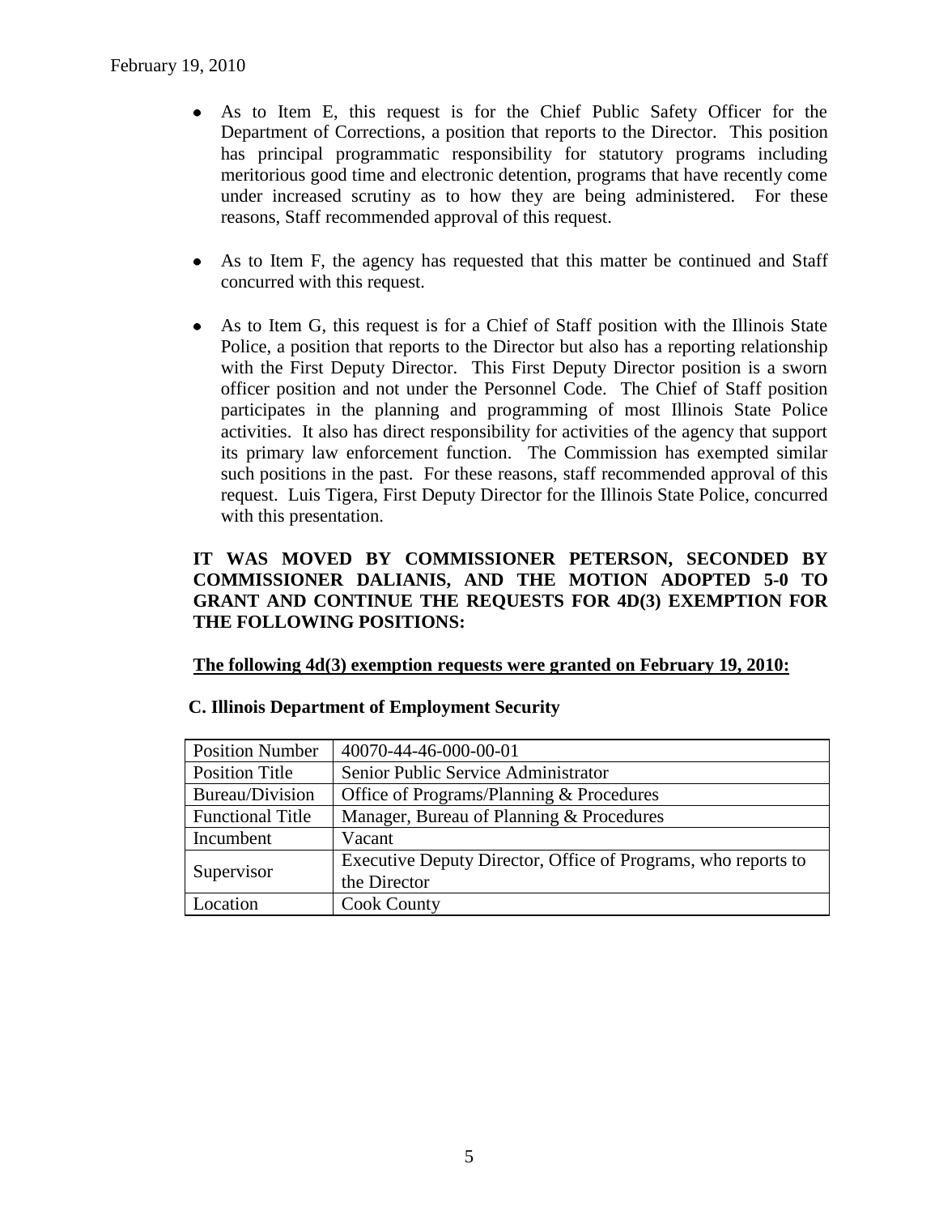- As to Item E, this request is for the Chief Public Safety Officer for the Department of Corrections, a position that reports to the Director. This position has principal programmatic responsibility for statutory programs including meritorious good time and electronic detention, programs that have recently come under increased scrutiny as to how they are being administered. For these reasons, Staff recommended approval of this request.

- As to Item F, the agency has requested that this matter be continued and Staff concurred with this request.

- As to Item G, this request is for a Chief of Staff position with the Illinois State Police, a position that reports to the Director but also has a reporting relationship with the First Deputy Director. This First Deputy Director position is a sworn officer position and not under the Personnel Code. The Chief of Staff position participates in the planning and programming of most Illinois State Police activities. It also has direct responsibility for activities of the agency that support its primary law enforcement function. The Commission has exempted similar such positions in the past. For these reasons, staff recommended approval of this request. Luis Tigera, First Deputy Director for the Illinois State Police, concurred with this presentation.

**IT WAS MOVED BY COMMISSIONER PETERSON, SECONDED BY COMMISSIONER DALIANIS, AND THE MOTION ADOPTED 5-0 TO GRANT AND CONTINUE THE REQUESTS FOR 4D(3) EXEMPTION FOR THE FOLLOWING POSITIONS:**

**The following 4d(3) exemption requests were granted on February 19, 2010:**

**C. Illinois Department of Employment Security**

| Position Number | 40070-44-46-000-00-01 |
|---|---|
| Position Title | Senior Public Service Administrator |
| Bureau/Division | Office of Programs/Planning & Procedures |
| Functional Title | Manager, Bureau of Planning & Procedures |
| Incumbent | Vacant |
| Supervisor | Executive Deputy Director, Office of Programs, who reports to the Director |
| Location | Cook County |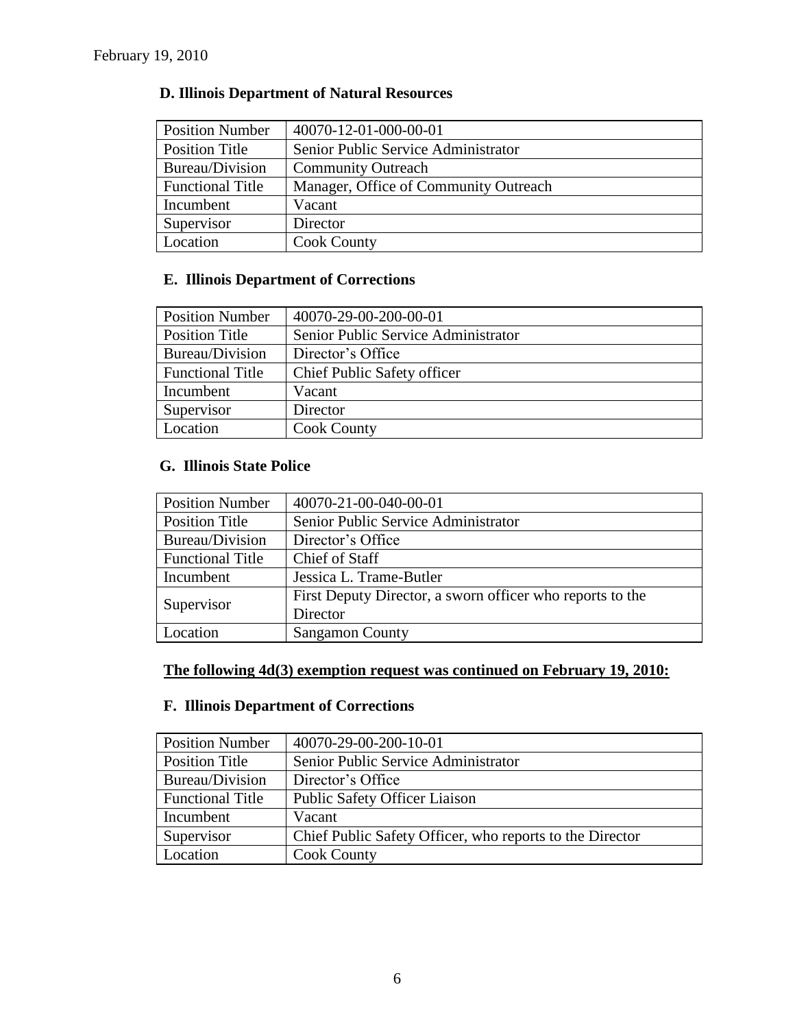February 19, 2010

### D. Illinois Department of Natural Resources

| Position Number | 40070-12-01-000-00-01 |
|---|---|
| Position Title | Senior Public Service Administrator |
| Bureau/Division | Community Outreach |
| Functional Title | Manager, Office of Community Outreach |
| Incumbent | Vacant |
| Supervisor | Director |
| Location | Cook County |

### E. Illinois Department of Corrections

| Position Number | 40070-29-00-200-00-01 |
|---|---|
| Position Title | Senior Public Service Administrator |
| Bureau/Division | Director's Office |
| Functional Title | Chief Public Safety officer |
| Incumbent | Vacant |
| Supervisor | Director |
| Location | Cook County |

### G. Illinois State Police

| Position Number | 40070-21-00-040-00-01 |
|---|---|
| Position Title | Senior Public Service Administrator |
| Bureau/Division | Director's Office |
| Functional Title | Chief of Staff |
| Incumbent | Jessica L. Trame-Butler |
| Supervisor | First Deputy Director, a sworn officer who reports to the Director |
| Location | Sangamon County |

**The following 4d(3) exemption request was continued on February 19, 2010:**

### F. Illinois Department of Corrections

| Position Number | 40070-29-00-200-10-01 |
|---|---|
| Position Title | Senior Public Service Administrator |
| Bureau/Division | Director's Office |
| Functional Title | Public Safety Officer Liaison |
| Incumbent | Vacant |
| Supervisor | Chief Public Safety Officer, who reports to the Director |
| Location | Cook County |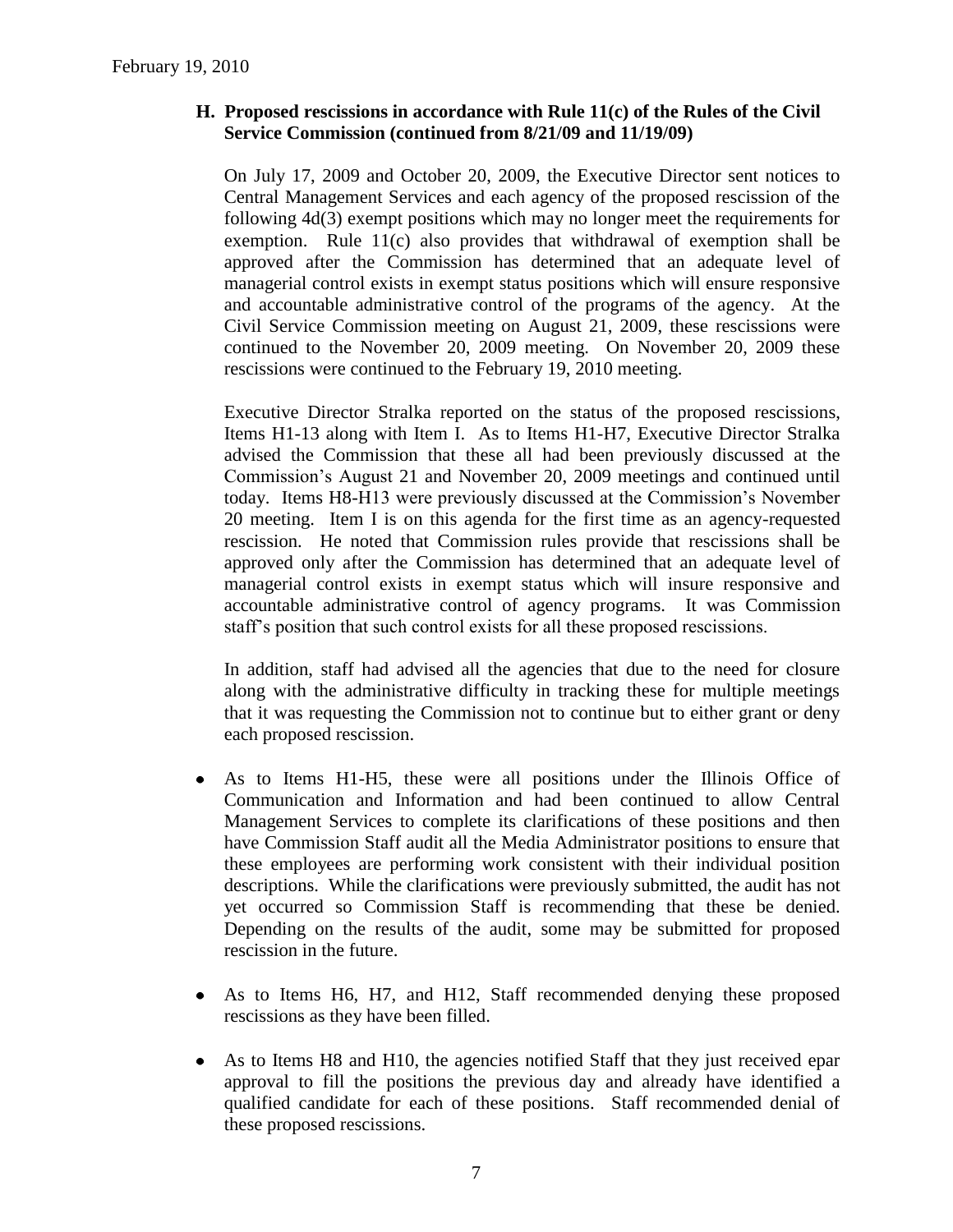### H. Proposed rescissions in accordance with Rule 11(c) of the Rules of the Civil Service Commission (continued from 8/21/09 and 11/19/09)

On July 17, 2009 and October 20, 2009, the Executive Director sent notices to Central Management Services and each agency of the proposed rescission of the following 4d(3) exempt positions which may no longer meet the requirements for exemption. Rule 11(c) also provides that withdrawal of exemption shall be approved after the Commission has determined that an adequate level of managerial control exists in exempt status positions which will ensure responsive and accountable administrative control of the programs of the agency. At the Civil Service Commission meeting on August 21, 2009, these rescissions were continued to the November 20, 2009 meeting. On November 20, 2009 these rescissions were continued to the February 19, 2010 meeting.

Executive Director Stralka reported on the status of the proposed rescissions, Items H1-13 along with Item I. As to Items H1-H7, Executive Director Stralka advised the Commission that these all had been previously discussed at the Commission's August 21 and November 20, 2009 meetings and continued until today. Items H8-H13 were previously discussed at the Commission's November 20 meeting. Item I is on this agenda for the first time as an agency-requested rescission. He noted that Commission rules provide that rescissions shall be approved only after the Commission has determined that an adequate level of managerial control exists in exempt status which will insure responsive and accountable administrative control of agency programs. It was Commission staff's position that such control exists for all these proposed rescissions.

In addition, staff had advised all the agencies that due to the need for closure along with the administrative difficulty in tracking these for multiple meetings that it was requesting the Commission not to continue but to either grant or deny each proposed rescission.

- As to Items H1-H5, these were all positions under the Illinois Office of Communication and Information and had been continued to allow Central Management Services to complete its clarifications of these positions and then have Commission Staff audit all the Media Administrator positions to ensure that these employees are performing work consistent with their individual position descriptions. While the clarifications were previously submitted, the audit has not yet occurred so Commission Staff is recommending that these be denied. Depending on the results of the audit, some may be submitted for proposed rescission in the future.
- As to Items H6, H7, and H12, Staff recommended denying these proposed rescissions as they have been filled.
- As to Items H8 and H10, the agencies notified Staff that they just received epar approval to fill the positions the previous day and already have identified a qualified candidate for each of these positions. Staff recommended denial of these proposed rescissions.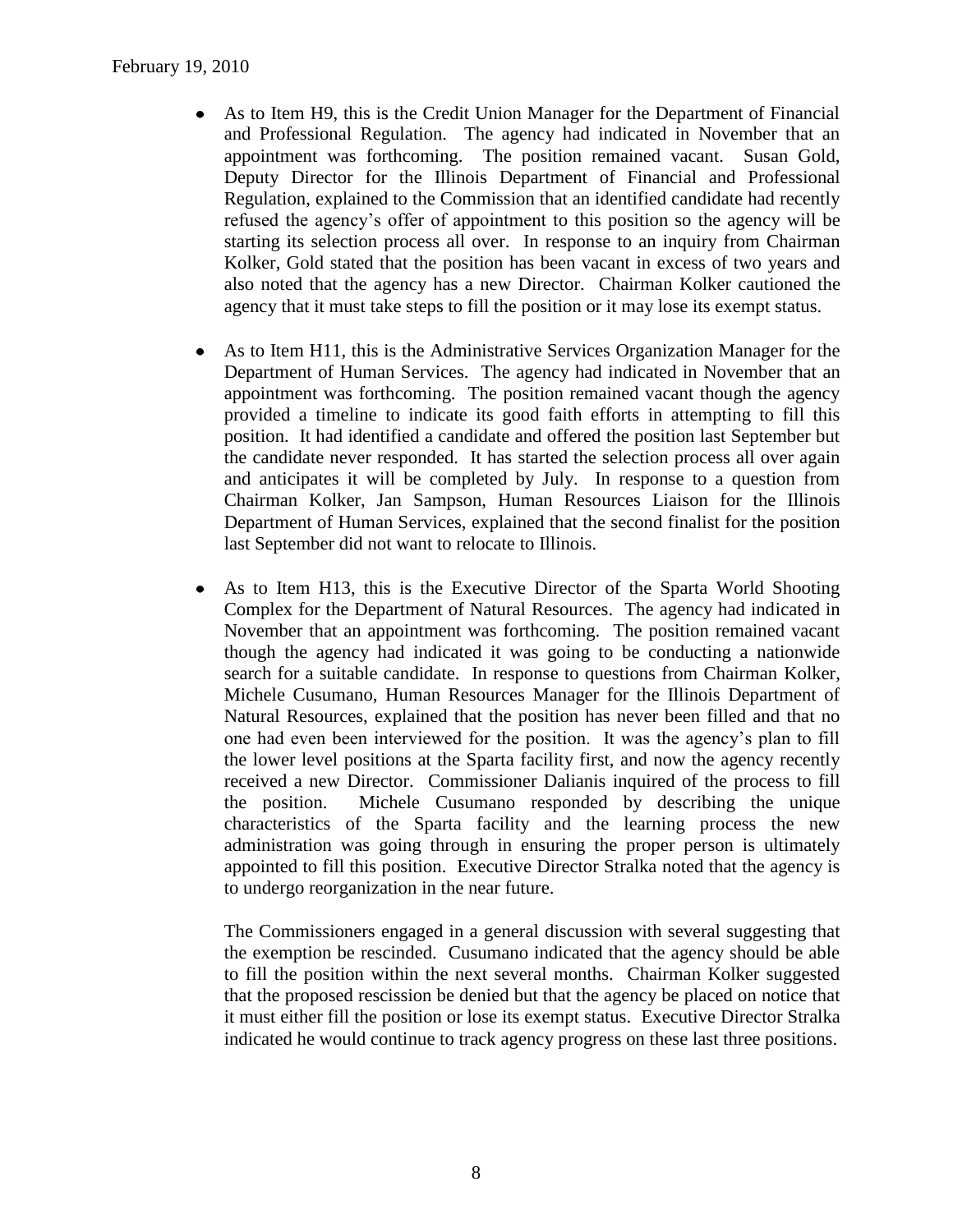- As to Item H9, this is the Credit Union Manager for the Department of Financial and Professional Regulation. The agency had indicated in November that an appointment was forthcoming. The position remained vacant. Susan Gold, Deputy Director for the Illinois Department of Financial and Professional Regulation, explained to the Commission that an identified candidate had recently refused the agency's offer of appointment to this position so the agency will be starting its selection process all over. In response to an inquiry from Chairman Kolker, Gold stated that the position has been vacant in excess of two years and also noted that the agency has a new Director. Chairman Kolker cautioned the agency that it must take steps to fill the position or it may lose its exempt status.

- As to Item H11, this is the Administrative Services Organization Manager for the Department of Human Services. The agency had indicated in November that an appointment was forthcoming. The position remained vacant though the agency provided a timeline to indicate its good faith efforts in attempting to fill this position. It had identified a candidate and offered the position last September but the candidate never responded. It has started the selection process all over again and anticipates it will be completed by July. In response to a question from Chairman Kolker, Jan Sampson, Human Resources Liaison for the Illinois Department of Human Services, explained that the second finalist for the position last September did not want to relocate to Illinois.

- As to Item H13, this is the Executive Director of the Sparta World Shooting Complex for the Department of Natural Resources. The agency had indicated in November that an appointment was forthcoming. The position remained vacant though the agency had indicated it was going to be conducting a nationwide search for a suitable candidate. In response to questions from Chairman Kolker, Michele Cusumano, Human Resources Manager for the Illinois Department of Natural Resources, explained that the position has never been filled and that no one had even been interviewed for the position. It was the agency's plan to fill the lower level positions at the Sparta facility first, and now the agency recently received a new Director. Commissioner Dalianis inquired of the process to fill the position. Michele Cusumano responded by describing the unique characteristics of the Sparta facility and the learning process the new administration was going through in ensuring the proper person is ultimately appointed to fill this position. Executive Director Stralka noted that the agency is to undergo reorganization in the near future.

  The Commissioners engaged in a general discussion with several suggesting that the exemption be rescinded. Cusumano indicated that the agency should be able to fill the position within the next several months. Chairman Kolker suggested that the proposed rescission be denied but that the agency be placed on notice that it must either fill the position or lose its exempt status. Executive Director Stralka indicated he would continue to track agency progress on these last three positions.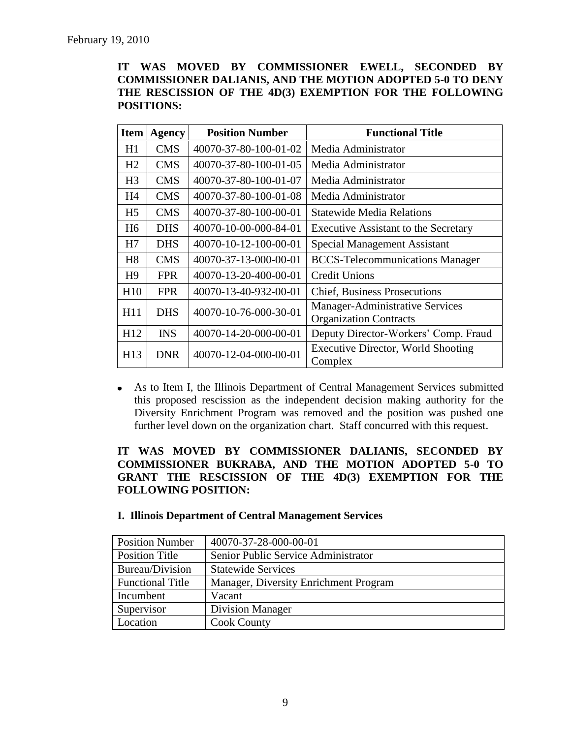February 19, 2010

**IT WAS MOVED BY COMMISSIONER EWELL, SECONDED BY COMMISSIONER DALIANIS, AND THE MOTION ADOPTED 5-0 TO DENY THE RESCISSION OF THE 4D(3) EXEMPTION FOR THE FOLLOWING POSITIONS:**

| Item | Agency | Position Number | Functional Title |
|---|---|---|---|
| H1 | CMS | 40070-37-80-100-01-02 | Media Administrator |
| H2 | CMS | 40070-37-80-100-01-05 | Media Administrator |
| H3 | CMS | 40070-37-80-100-01-07 | Media Administrator |
| H4 | CMS | 40070-37-80-100-01-08 | Media Administrator |
| H5 | CMS | 40070-37-80-100-00-01 | Statewide Media Relations |
| H6 | DHS | 40070-10-00-000-84-01 | Executive Assistant to the Secretary |
| H7 | DHS | 40070-10-12-100-00-01 | Special Management Assistant |
| H8 | CMS | 40070-37-13-000-00-01 | BCCS-Telecommunications Manager |
| H9 | FPR | 40070-13-20-400-00-01 | Credit Unions |
| H10 | FPR | 40070-13-40-932-00-01 | Chief, Business Prosecutions |
| H11 | DHS | 40070-10-76-000-30-01 | Manager-Administrative Services Organization Contracts |
| H12 | INS | 40070-14-20-000-00-01 | Deputy Director-Workers' Comp. Fraud |
| H13 | DNR | 40070-12-04-000-00-01 | Executive Director, World Shooting Complex |

- As to Item I, the Illinois Department of Central Management Services submitted this proposed rescission as the independent decision making authority for the Diversity Enrichment Program was removed and the position was pushed one further level down on the organization chart. Staff concurred with this request.

**IT WAS MOVED BY COMMISSIONER DALIANIS, SECONDED BY COMMISSIONER BUKRABA, AND THE MOTION ADOPTED 5-0 TO GRANT THE RESCISSION OF THE 4D(3) EXEMPTION FOR THE FOLLOWING POSITION:**

**I. Illinois Department of Central Management Services**

| | |
|---|---|
| Position Number | 40070-37-28-000-00-01 |
| Position Title | Senior Public Service Administrator |
| Bureau/Division | Statewide Services |
| Functional Title | Manager, Diversity Enrichment Program |
| Incumbent | Vacant |
| Supervisor | Division Manager |
| Location | Cook County |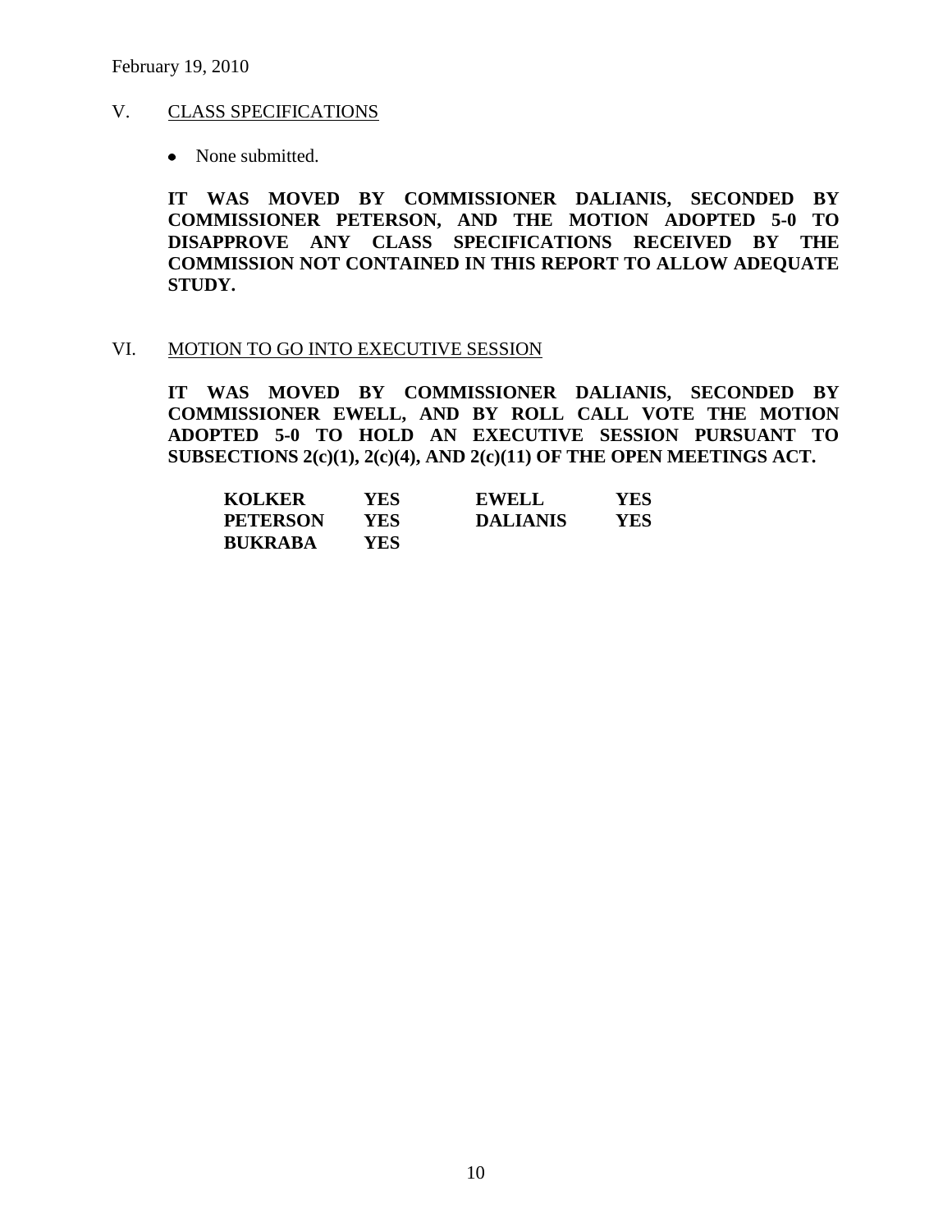## V. CLASS SPECIFICATIONS

- None submitted.

**IT WAS MOVED BY COMMISSIONER DALIANIS, SECONDED BY COMMISSIONER PETERSON, AND THE MOTION ADOPTED 5-0 TO DISAPPROVE ANY CLASS SPECIFICATIONS RECEIVED BY THE COMMISSION NOT CONTAINED IN THIS REPORT TO ALLOW ADEQUATE STUDY.**

## VI. MOTION TO GO INTO EXECUTIVE SESSION

**IT WAS MOVED BY COMMISSIONER DALIANIS, SECONDED BY COMMISSIONER EWELL, AND BY ROLL CALL VOTE THE MOTION ADOPTED 5-0 TO HOLD AN EXECUTIVE SESSION PURSUANT TO SUBSECTIONS 2(c)(1), 2(c)(4), AND 2(c)(11) OF THE OPEN MEETINGS ACT.**

| | | | |
|---|---|---|---|
| **KOLKER** | **YES** | **EWELL** | **YES** |
| **PETERSON** | **YES** | **DALIANIS** | **YES** |
| **BUKRABA** | **YES** | | |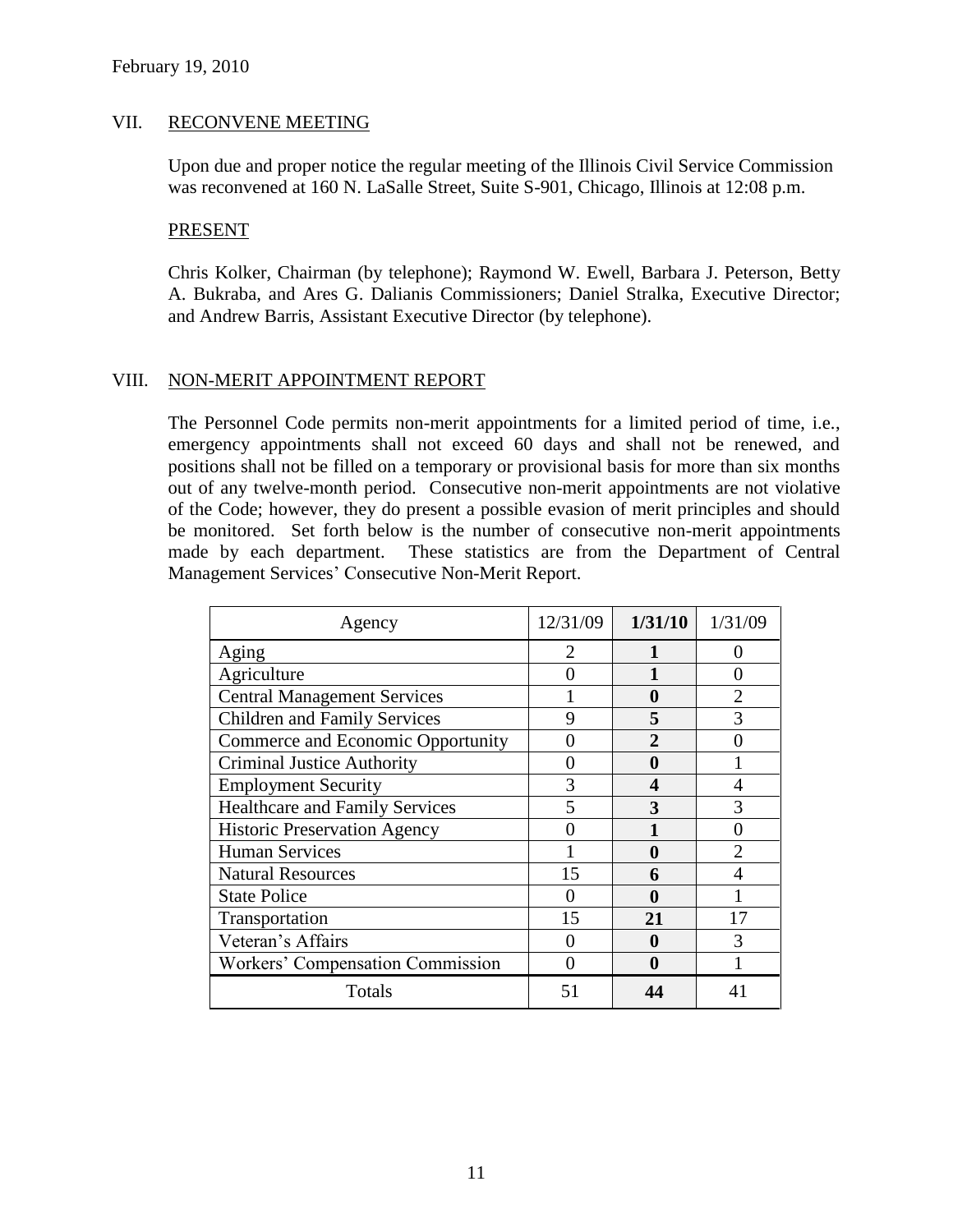February 19, 2010

## VII. RECONVENE MEETING

Upon due and proper notice the regular meeting of the Illinois Civil Service Commission was reconvened at 160 N. LaSalle Street, Suite S-901, Chicago, Illinois at 12:08 p.m.

### PRESENT

Chris Kolker, Chairman (by telephone); Raymond W. Ewell, Barbara J. Peterson, Betty A. Bukraba, and Ares G. Dalianis Commissioners; Daniel Stralka, Executive Director; and Andrew Barris, Assistant Executive Director (by telephone).

## VIII. NON-MERIT APPOINTMENT REPORT

The Personnel Code permits non-merit appointments for a limited period of time, i.e., emergency appointments shall not exceed 60 days and shall not be renewed, and positions shall not be filled on a temporary or provisional basis for more than six months out of any twelve-month period. Consecutive non-merit appointments are not violative of the Code; however, they do present a possible evasion of merit principles and should be monitored. Set forth below is the number of consecutive non-merit appointments made by each department. These statistics are from the Department of Central Management Services' Consecutive Non-Merit Report.

| Agency | 12/31/09 | **1/31/10** | 1/31/09 |
|---|---|---|---|
| Aging | 2 | **1** | 0 |
| Agriculture | 0 | **1** | 0 |
| Central Management Services | 1 | **0** | 2 |
| Children and Family Services | 9 | **5** | 3 |
| Commerce and Economic Opportunity | 0 | **2** | 0 |
| Criminal Justice Authority | 0 | **0** | 1 |
| Employment Security | 3 | **4** | 4 |
| Healthcare and Family Services | 5 | **3** | 3 |
| Historic Preservation Agency | 0 | **1** | 0 |
| Human Services | 1 | **0** | 2 |
| Natural Resources | 15 | **6** | 4 |
| State Police | 0 | **0** | 1 |
| Transportation | 15 | **21** | 17 |
| Veteran's Affairs | 0 | **0** | 3 |
| Workers' Compensation Commission | 0 | **0** | 1 |
| Totals | 51 | **44** | 41 |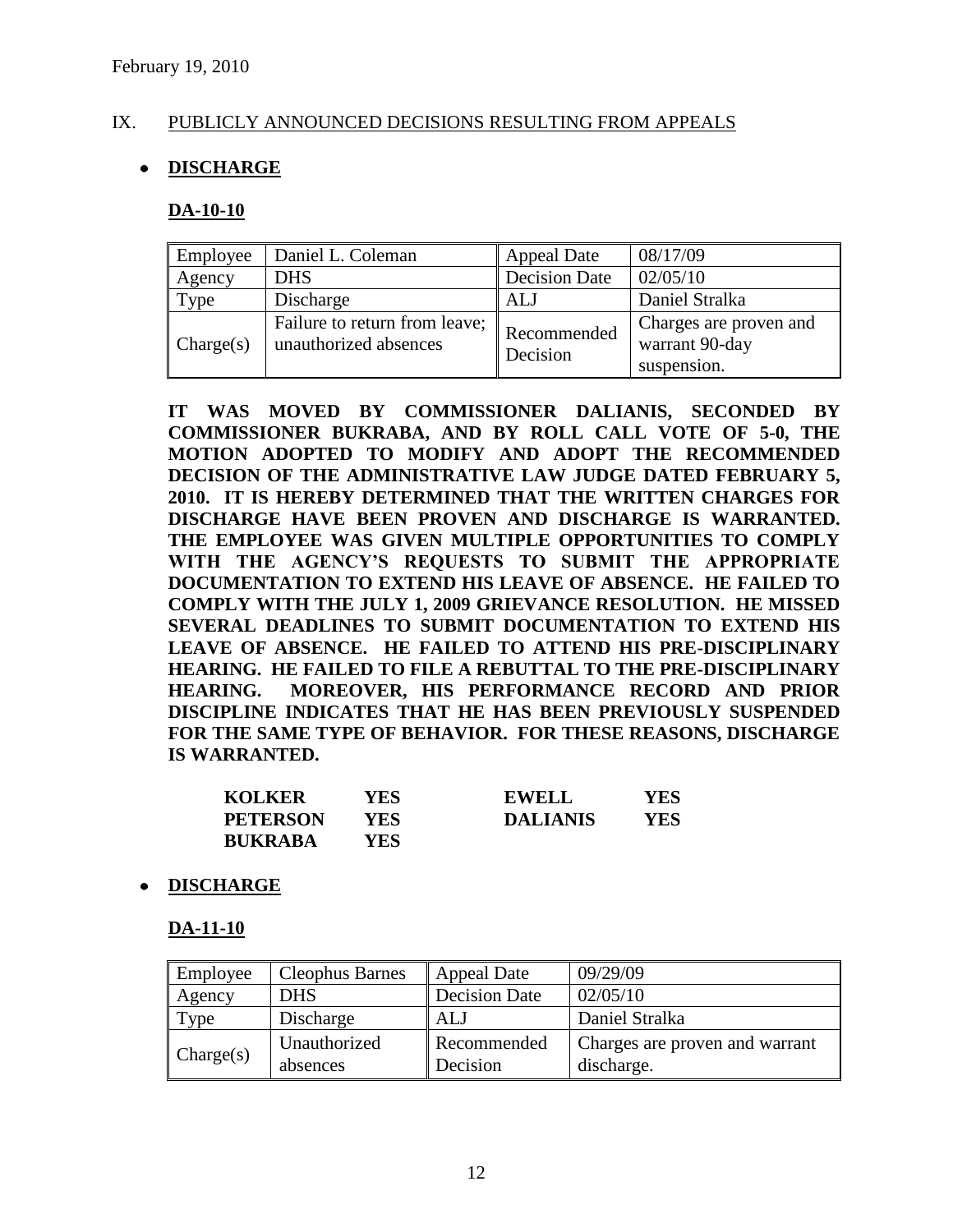February 19, 2010

## IX. PUBLICLY ANNOUNCED DECISIONS RESULTING FROM APPEALS

- **DISCHARGE**

### DA-10-10

| Employee | Daniel L. Coleman | Appeal Date | 08/17/09 |
|---|---|---|---|
| Agency | DHS | Decision Date | 02/05/10 |
| Type | Discharge | ALJ | Daniel Stralka |
| Charge(s) | Failure to return from leave; unauthorized absences | Recommended Decision | Charges are proven and warrant 90-day suspension. |

**IT WAS MOVED BY COMMISSIONER DALIANIS, SECONDED BY COMMISSIONER BUKRABA, AND BY ROLL CALL VOTE OF 5-0, THE MOTION ADOPTED TO MODIFY AND ADOPT THE RECOMMENDED DECISION OF THE ADMINISTRATIVE LAW JUDGE DATED FEBRUARY 5, 2010. IT IS HEREBY DETERMINED THAT THE WRITTEN CHARGES FOR DISCHARGE HAVE BEEN PROVEN AND DISCHARGE IS WARRANTED. THE EMPLOYEE WAS GIVEN MULTIPLE OPPORTUNITIES TO COMPLY WITH THE AGENCY'S REQUESTS TO SUBMIT THE APPROPRIATE DOCUMENTATION TO EXTEND HIS LEAVE OF ABSENCE. HE FAILED TO COMPLY WITH THE JULY 1, 2009 GRIEVANCE RESOLUTION. HE MISSED SEVERAL DEADLINES TO SUBMIT DOCUMENTATION TO EXTEND HIS LEAVE OF ABSENCE. HE FAILED TO ATTEND HIS PRE-DISCIPLINARY HEARING. HE FAILED TO FILE A REBUTTAL TO THE PRE-DISCIPLINARY HEARING. MOREOVER, HIS PERFORMANCE RECORD AND PRIOR DISCIPLINE INDICATES THAT HE HAS BEEN PREVIOUSLY SUSPENDED FOR THE SAME TYPE OF BEHAVIOR. FOR THESE REASONS, DISCHARGE IS WARRANTED.**

| | | | |
|---|---|---|---|
| **KOLKER** | **YES** | **EWELL** | **YES** |
| **PETERSON** | **YES** | **DALIANIS** | **YES** |
| **BUKRABA** | **YES** | | |

- **DISCHARGE**

### DA-11-10

| Employee | Cleophus Barnes | Appeal Date | 09/29/09 |
|---|---|---|---|
| Agency | DHS | Decision Date | 02/05/10 |
| Type | Discharge | ALJ | Daniel Stralka |
| Charge(s) | Unauthorized absences | Recommended Decision | Charges are proven and warrant discharge. |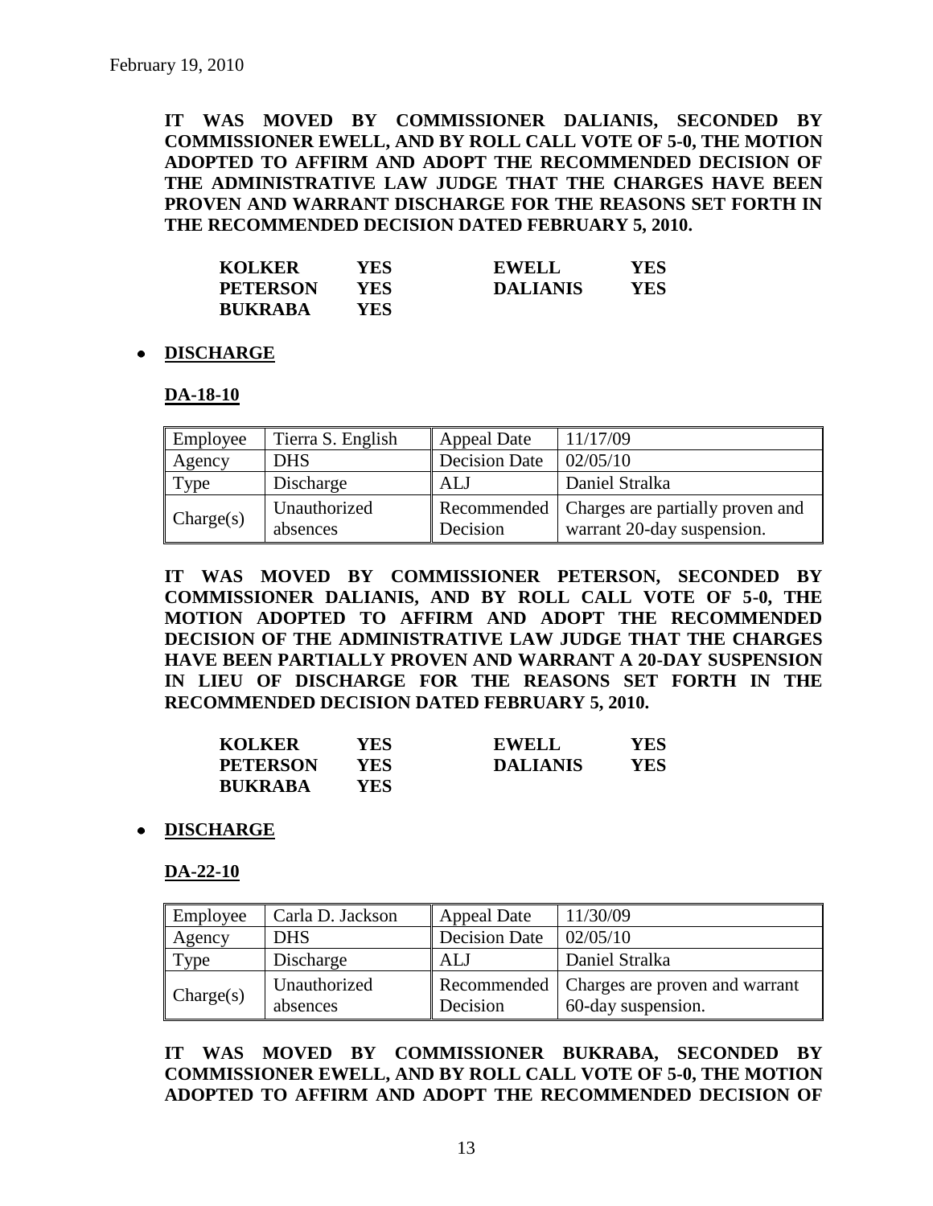February 19, 2010

**IT WAS MOVED BY COMMISSIONER DALIANIS, SECONDED BY COMMISSIONER EWELL, AND BY ROLL CALL VOTE OF 5-0, THE MOTION ADOPTED TO AFFIRM AND ADOPT THE RECOMMENDED DECISION OF THE ADMINISTRATIVE LAW JUDGE THAT THE CHARGES HAVE BEEN PROVEN AND WARRANT DISCHARGE FOR THE REASONS SET FORTH IN THE RECOMMENDED DECISION DATED FEBRUARY 5, 2010.**

| | | | |
|---|---|---|---|
| **KOLKER** | **YES** | **EWELL** | **YES** |
| **PETERSON** | **YES** | **DALIANIS** | **YES** |
| **BUKRABA** | **YES** | | |

- **DISCHARGE**

**DA-18-10**

| Employee | Tierra S. English | Appeal Date | 11/17/09 |
|---|---|---|---|
| Agency | DHS | Decision Date | 02/05/10 |
| Type | Discharge | ALJ | Daniel Stralka |
| Charge(s) | Unauthorized absences | Recommended Decision | Charges are partially proven and warrant 20-day suspension. |

**IT WAS MOVED BY COMMISSIONER PETERSON, SECONDED BY COMMISSIONER DALIANIS, AND BY ROLL CALL VOTE OF 5-0, THE MOTION ADOPTED TO AFFIRM AND ADOPT THE RECOMMENDED DECISION OF THE ADMINISTRATIVE LAW JUDGE THAT THE CHARGES HAVE BEEN PARTIALLY PROVEN AND WARRANT A 20-DAY SUSPENSION IN LIEU OF DISCHARGE FOR THE REASONS SET FORTH IN THE RECOMMENDED DECISION DATED FEBRUARY 5, 2010.**

| | | | |
|---|---|---|---|
| **KOLKER** | **YES** | **EWELL** | **YES** |
| **PETERSON** | **YES** | **DALIANIS** | **YES** |
| **BUKRABA** | **YES** | | |

- **DISCHARGE**

**DA-22-10**

| Employee | Carla D. Jackson | Appeal Date | 11/30/09 |
|---|---|---|---|
| Agency | DHS | Decision Date | 02/05/10 |
| Type | Discharge | ALJ | Daniel Stralka |
| Charge(s) | Unauthorized absences | Recommended Decision | Charges are proven and warrant 60-day suspension. |

**IT WAS MOVED BY COMMISSIONER BUKRABA, SECONDED BY COMMISSIONER EWELL, AND BY ROLL CALL VOTE OF 5-0, THE MOTION ADOPTED TO AFFIRM AND ADOPT THE RECOMMENDED DECISION OF**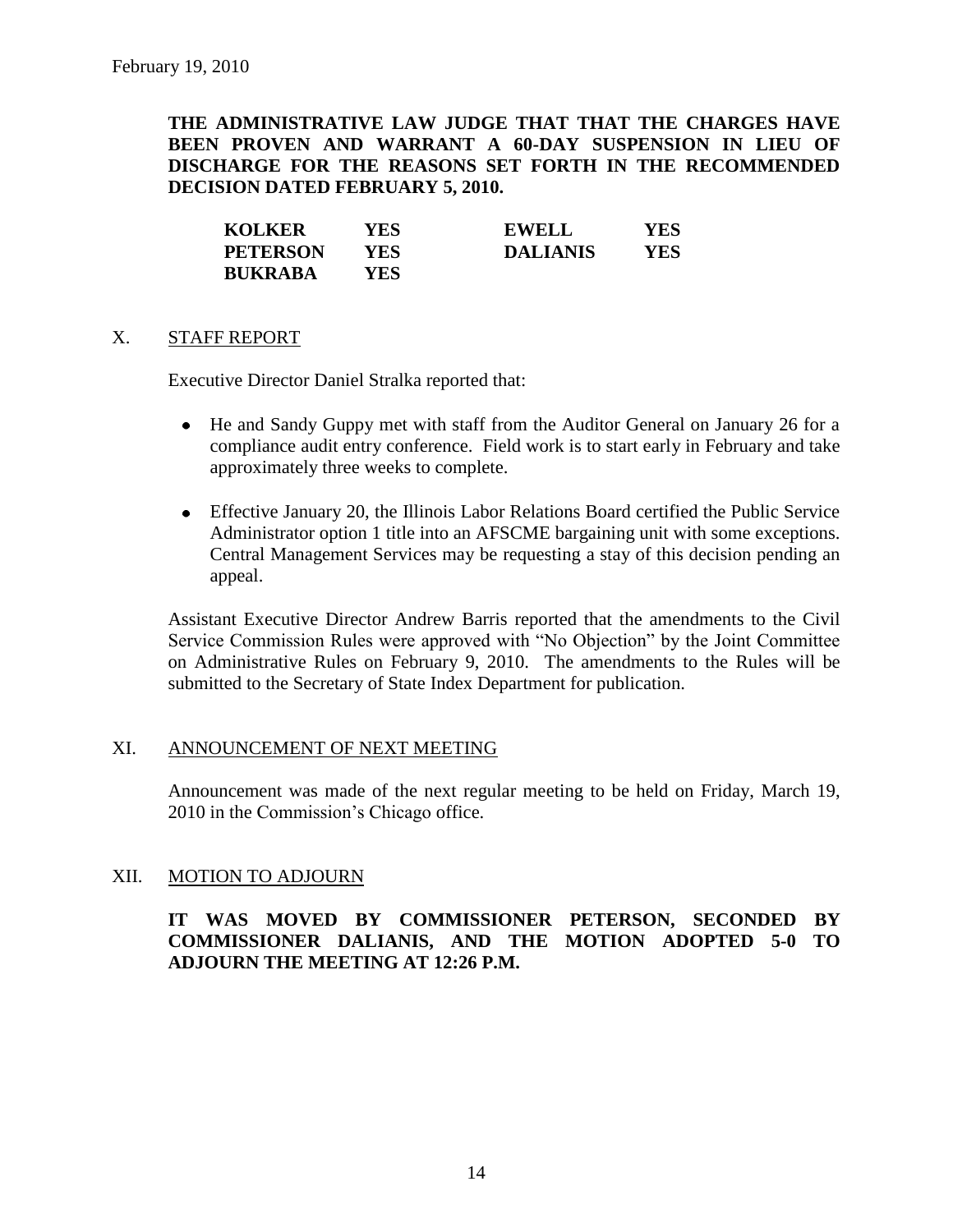**THE ADMINISTRATIVE LAW JUDGE THAT THAT THE CHARGES HAVE BEEN PROVEN AND WARRANT A 60-DAY SUSPENSION IN LIEU OF DISCHARGE FOR THE REASONS SET FORTH IN THE RECOMMENDED DECISION DATED FEBRUARY 5, 2010.**

| | | | |
|---|---|---|---|
| **KOLKER** | **YES** | **EWELL** | **YES** |
| **PETERSON** | **YES** | **DALIANIS** | **YES** |
| **BUKRABA** | **YES** | | |

## X. STAFF REPORT

Executive Director Daniel Stralka reported that:

- He and Sandy Guppy met with staff from the Auditor General on January 26 for a compliance audit entry conference. Field work is to start early in February and take approximately three weeks to complete.
- Effective January 20, the Illinois Labor Relations Board certified the Public Service Administrator option 1 title into an AFSCME bargaining unit with some exceptions. Central Management Services may be requesting a stay of this decision pending an appeal.

Assistant Executive Director Andrew Barris reported that the amendments to the Civil Service Commission Rules were approved with "No Objection" by the Joint Committee on Administrative Rules on February 9, 2010. The amendments to the Rules will be submitted to the Secretary of State Index Department for publication.

## XI. ANNOUNCEMENT OF NEXT MEETING

Announcement was made of the next regular meeting to be held on Friday, March 19, 2010 in the Commission's Chicago office.

## XII. MOTION TO ADJOURN

**IT WAS MOVED BY COMMISSIONER PETERSON, SECONDED BY COMMISSIONER DALIANIS, AND THE MOTION ADOPTED 5-0 TO ADJOURN THE MEETING AT 12:26 P.M.**